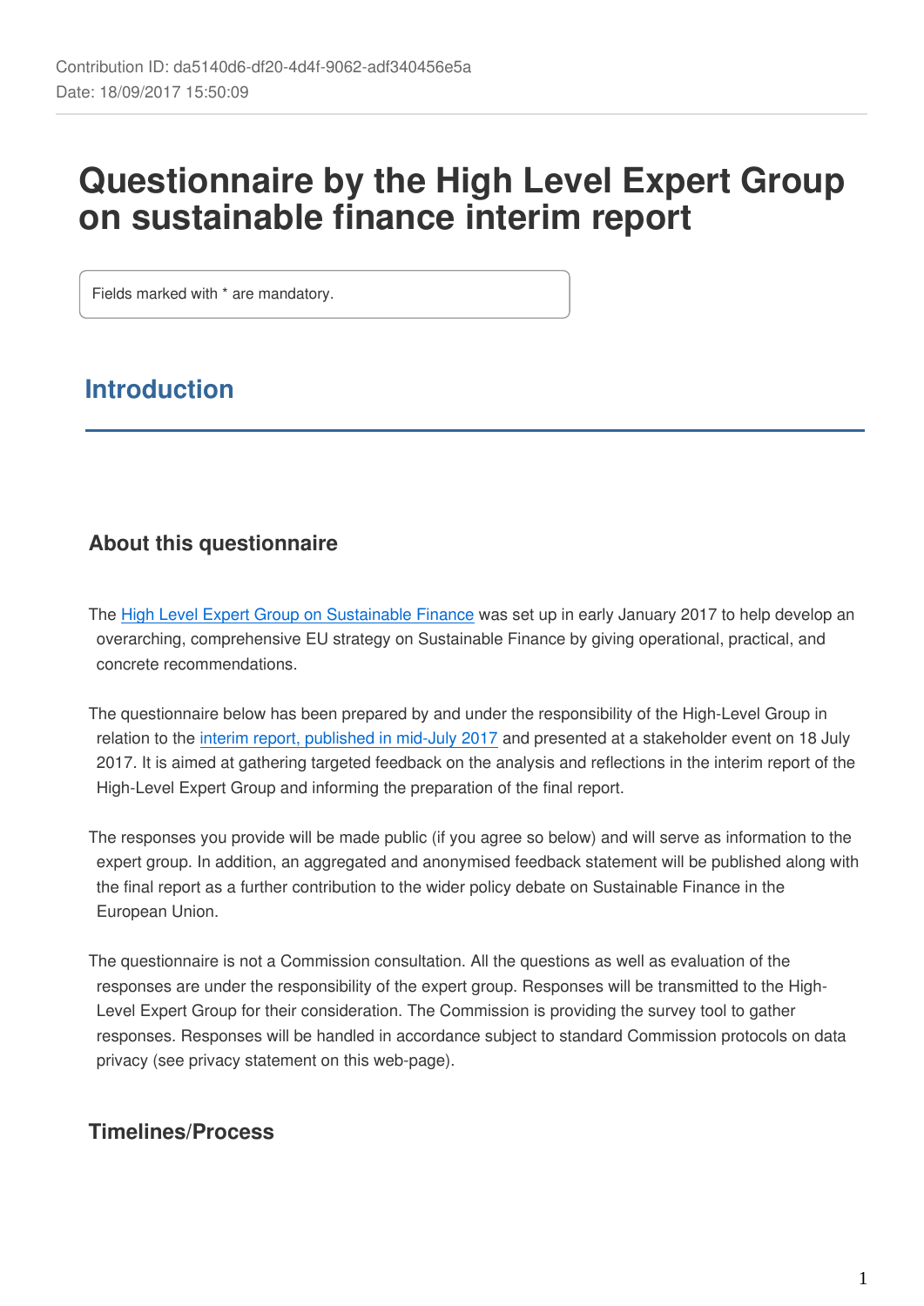Contribution ID: da5140d6-df20-4d4f-9062-adf340456e5a
Date: 18/09/2017 15:50:09

# Questionnaire by the High Level Expert Group on sustainable finance interim report

Fields marked with * are mandatory.

## Introduction

### About this questionnaire

The High Level Expert Group on Sustainable Finance was set up in early January 2017 to help develop an overarching, comprehensive EU strategy on Sustainable Finance by giving operational, practical, and concrete recommendations.

The questionnaire below has been prepared by and under the responsibility of the High-Level Group in relation to the interim report, published in mid-July 2017 and presented at a stakeholder event on 18 July 2017. It is aimed at gathering targeted feedback on the analysis and reflections in the interim report of the High-Level Expert Group and informing the preparation of the final report.

The responses you provide will be made public (if you agree so below) and will serve as information to the expert group. In addition, an aggregated and anonymised feedback statement will be published along with the final report as a further contribution to the wider policy debate on Sustainable Finance in the European Union.

The questionnaire is not a Commission consultation. All the questions as well as evaluation of the responses are under the responsibility of the expert group. Responses will be transmitted to the High-Level Expert Group for their consideration. The Commission is providing the survey tool to gather responses. Responses will be handled in accordance subject to standard Commission protocols on data privacy (see privacy statement on this web-page).

### Timelines/Process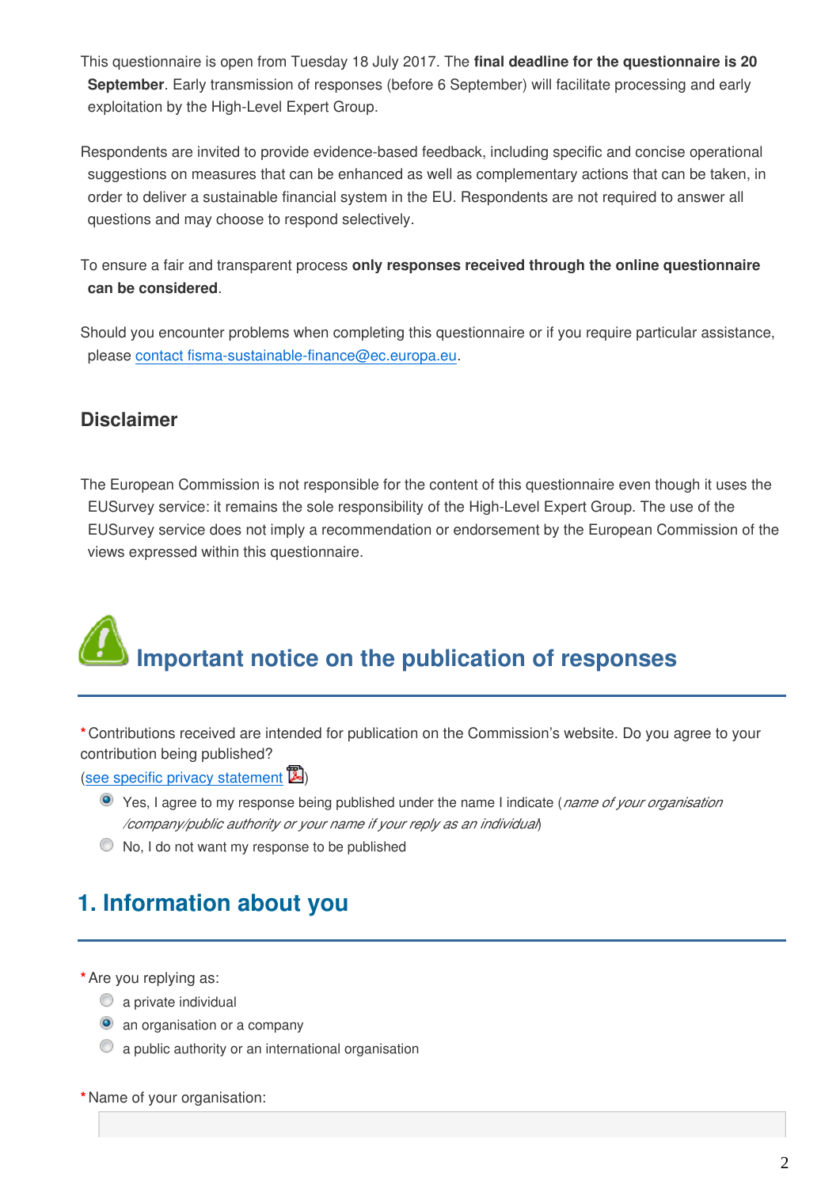This questionnaire is open from Tuesday 18 July 2017. The **final deadline for the questionnaire is 20 September**. Early transmission of responses (before 6 September) will facilitate processing and early exploitation by the High-Level Expert Group.

Respondents are invited to provide evidence-based feedback, including specific and concise operational suggestions on measures that can be enhanced as well as complementary actions that can be taken, in order to deliver a sustainable financial system in the EU. Respondents are not required to answer all questions and may choose to respond selectively.

To ensure a fair and transparent process **only responses received through the online questionnaire can be considered**.

Should you encounter problems when completing this questionnaire or if you require particular assistance, please contact fisma-sustainable-finance@ec.europa.eu.

### Disclaimer

The European Commission is not responsible for the content of this questionnaire even though it uses the EUSurvey service: it remains the sole responsibility of the High-Level Expert Group. The use of the EUSurvey service does not imply a recommendation or endorsement by the European Commission of the views expressed within this questionnaire.

## Important notice on the publication of responses

*Contributions received are intended for publication on the Commission's website. Do you agree to your contribution being published?
(see specific privacy statement)

- (●) Yes, I agree to my response being published under the name I indicate (*name of your organisation /company/public authority or your name if your reply as an individual*)
- ( ) No, I do not want my response to be published

## 1. Information about you

*Are you replying as:

- ( ) a private individual
- (●) an organisation or a company
- ( ) a public authority or an international organisation

*Name of your organisation: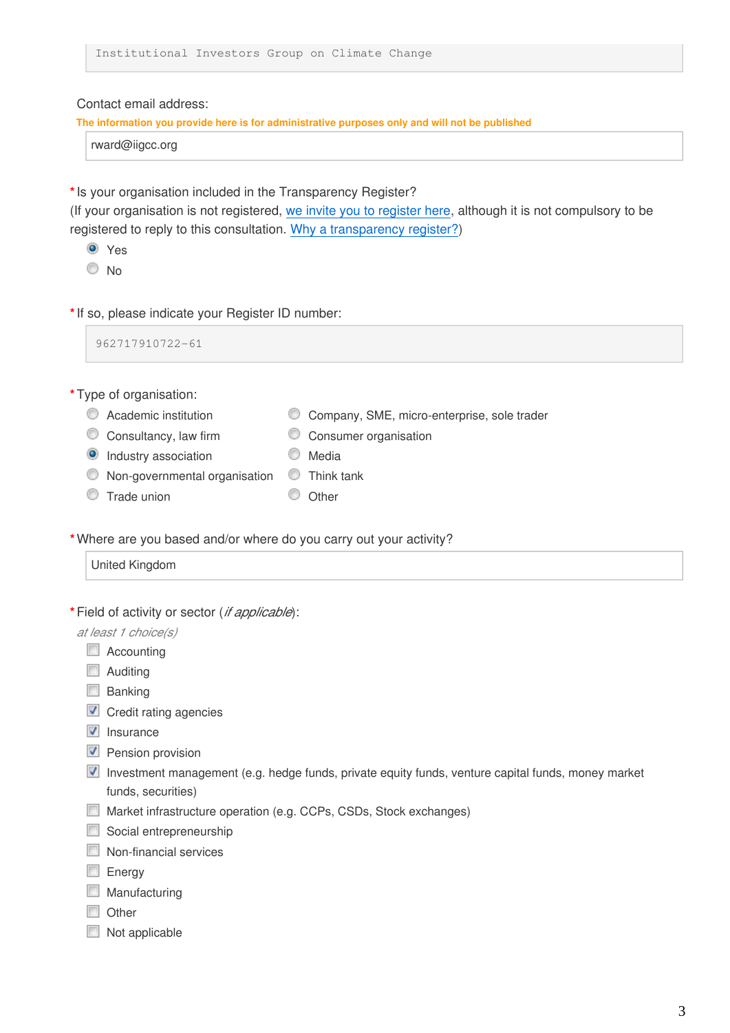Institutional Investors Group on Climate Change

Contact email address:

**The information you provide here is for administrative purposes only and will not be published**

rward@iigcc.org

*Is your organisation included in the Transparency Register?
(If your organisation is not registered, we invite you to register here, although it is not compulsory to be registered to reply to this consultation. Why a transparency register?)

- (●) Yes
- ( ) No

*If so, please indicate your Register ID number:

962717910722-61

*Type of organisation:

- ( ) Academic institution
- ( ) Consultancy, law firm
- (●) Industry association
- ( ) Non-governmental organisation
- ( ) Trade union
- ( ) Company, SME, micro-enterprise, sole trader
- ( ) Consumer organisation
- ( ) Media
- ( ) Think tank
- ( ) Other

*Where are you based and/or where do you carry out your activity?

United Kingdom

*Field of activity or sector (*if applicable*):

*at least 1 choice(s)*

- [ ] Accounting
- [ ] Auditing
- [ ] Banking
- [x] Credit rating agencies
- [x] Insurance
- [x] Pension provision
- [x] Investment management (e.g. hedge funds, private equity funds, venture capital funds, money market funds, securities)
- [ ] Market infrastructure operation (e.g. CCPs, CSDs, Stock exchanges)
- [ ] Social entrepreneurship
- [ ] Non-financial services
- [ ] Energy
- [ ] Manufacturing
- [ ] Other
- [ ] Not applicable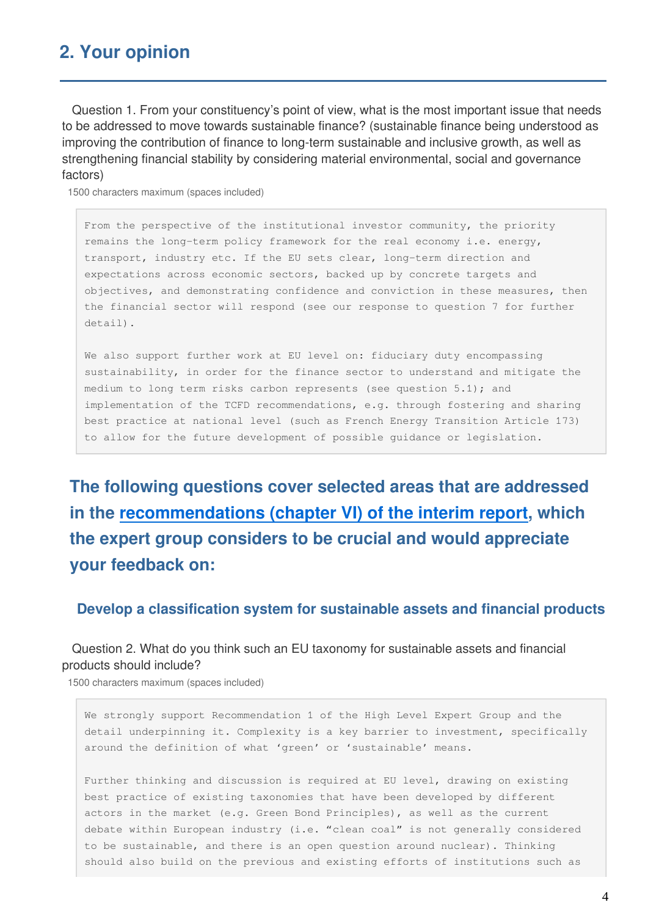## 2. Your opinion

Question 1. From your constituency's point of view, what is the most important issue that needs to be addressed to move towards sustainable finance? (sustainable finance being understood as improving the contribution of finance to long-term sustainable and inclusive growth, as well as strengthening financial stability by considering material environmental, social and governance factors)

1500 characters maximum (spaces included)

> From the perspective of the institutional investor community, the priority remains the long-term policy framework for the real economy i.e. energy, transport, industry etc. If the EU sets clear, long-term direction and expectations across economic sectors, backed up by concrete targets and objectives, and demonstrating confidence and conviction in these measures, then the financial sector will respond (see our response to question 7 for further detail).
>
> We also support further work at EU level on: fiduciary duty encompassing sustainability, in order for the finance sector to understand and mitigate the medium to long term risks carbon represents (see question 5.1); and implementation of the TCFD recommendations, e.g. through fostering and sharing best practice at national level (such as French Energy Transition Article 173) to allow for the future development of possible guidance or legislation.

### The following questions cover selected areas that are addressed in the [recommendations (chapter VI) of the interim report](), which the expert group considers to be crucial and would appreciate your feedback on:

#### Develop a classification system for sustainable assets and financial products

Question 2. What do you think such an EU taxonomy for sustainable assets and financial products should include?

1500 characters maximum (spaces included)

> We strongly support Recommendation 1 of the High Level Expert Group and the detail underpinning it. Complexity is a key barrier to investment, specifically around the definition of what 'green' or 'sustainable' means.
>
> Further thinking and discussion is required at EU level, drawing on existing best practice of existing taxonomies that have been developed by different actors in the market (e.g. Green Bond Principles), as well as the current debate within European industry (i.e. "clean coal" is not generally considered to be sustainable, and there is an open question around nuclear). Thinking should also build on the previous and existing efforts of institutions such as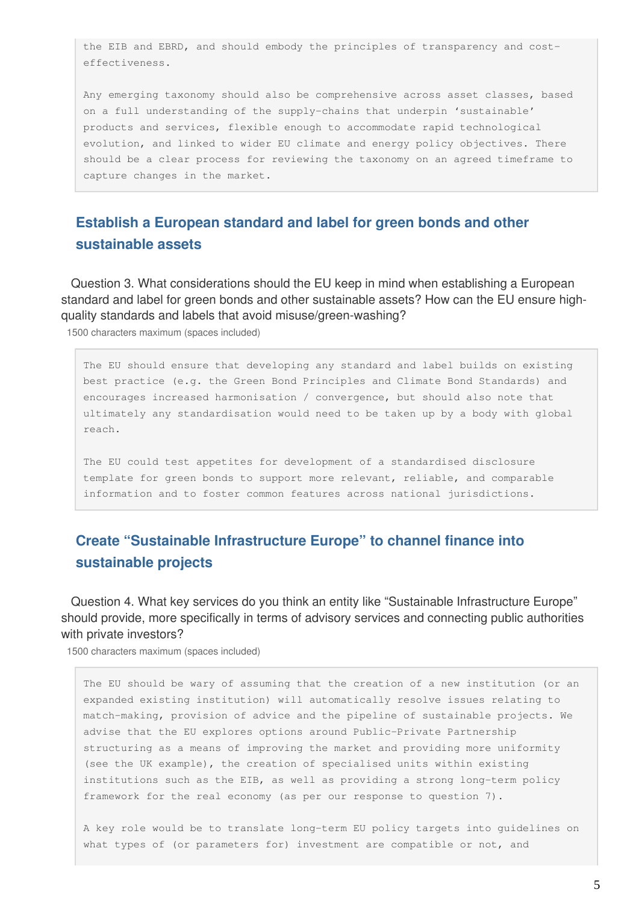the EIB and EBRD, and should embody the principles of transparency and cost-effectiveness.

Any emerging taxonomy should also be comprehensive across asset classes, based on a full understanding of the supply-chains that underpin 'sustainable' products and services, flexible enough to accommodate rapid technological evolution, and linked to wider EU climate and energy policy objectives. There should be a clear process for reviewing the taxonomy on an agreed timeframe to capture changes in the market.

## Establish a European standard and label for green bonds and other sustainable assets

Question 3. What considerations should the EU keep in mind when establishing a European standard and label for green bonds and other sustainable assets? How can the EU ensure high-quality standards and labels that avoid misuse/green-washing?

1500 characters maximum (spaces included)

The EU should ensure that developing any standard and label builds on existing best practice (e.g. the Green Bond Principles and Climate Bond Standards) and encourages increased harmonisation / convergence, but should also note that ultimately any standardisation would need to be taken up by a body with global reach.

The EU could test appetites for development of a standardised disclosure template for green bonds to support more relevant, reliable, and comparable information and to foster common features across national jurisdictions.

## Create "Sustainable Infrastructure Europe" to channel finance into sustainable projects

Question 4. What key services do you think an entity like "Sustainable Infrastructure Europe" should provide, more specifically in terms of advisory services and connecting public authorities with private investors?

1500 characters maximum (spaces included)

The EU should be wary of assuming that the creation of a new institution (or an expanded existing institution) will automatically resolve issues relating to match-making, provision of advice and the pipeline of sustainable projects. We advise that the EU explores options around Public-Private Partnership structuring as a means of improving the market and providing more uniformity (see the UK example), the creation of specialised units within existing institutions such as the EIB, as well as providing a strong long-term policy framework for the real economy (as per our response to question 7).

A key role would be to translate long-term EU policy targets into guidelines on what types of (or parameters for) investment are compatible or not, and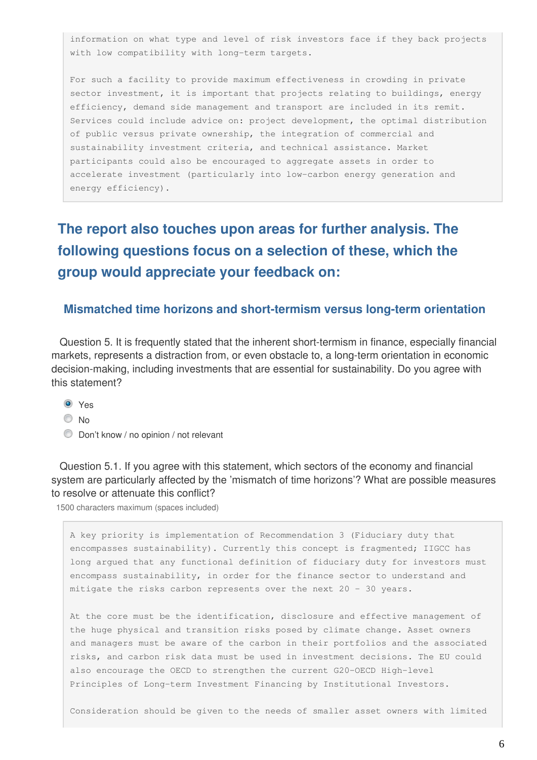```
information on what type and level of risk investors face if they back projects
with low compatibility with long-term targets.

For such a facility to provide maximum effectiveness in crowding in private
sector investment, it is important that projects relating to buildings, energy
efficiency, demand side management and transport are included in its remit.
Services could include advice on: project development, the optimal distribution
of public versus private ownership, the integration of commercial and
sustainability investment criteria, and technical assistance. Market
participants could also be encouraged to aggregate assets in order to
accelerate investment (particularly into low-carbon energy generation and
energy efficiency).
```

## The report also touches upon areas for further analysis. The following questions focus on a selection of these, which the group would appreciate your feedback on:

### Mismatched time horizons and short-termism versus long-term orientation

Question 5. It is frequently stated that the inherent short-termism in finance, especially financial markets, represents a distraction from, or even obstacle to, a long-term orientation in economic decision-making, including investments that are essential for sustainability. Do you agree with this statement?

- (x) Yes
- ( ) No
- ( ) Don't know / no opinion / not relevant

Question 5.1. If you agree with this statement, which sectors of the economy and financial system are particularly affected by the 'mismatch of time horizons'? What are possible measures to resolve or attenuate this conflict?

1500 characters maximum (spaces included)

```
A key priority is implementation of Recommendation 3 (Fiduciary duty that
encompasses sustainability). Currently this concept is fragmented; IIGCC has
long argued that any functional definition of fiduciary duty for investors must
encompass sustainability, in order for the finance sector to understand and
mitigate the risks carbon represents over the next 20 - 30 years.

At the core must be the identification, disclosure and effective management of
the huge physical and transition risks posed by climate change. Asset owners
and managers must be aware of the carbon in their portfolios and the associated
risks, and carbon risk data must be used in investment decisions. The EU could
also encourage the OECD to strengthen the current G20-OECD High-level
Principles of Long-term Investment Financing by Institutional Investors.

Consideration should be given to the needs of smaller asset owners with limited
```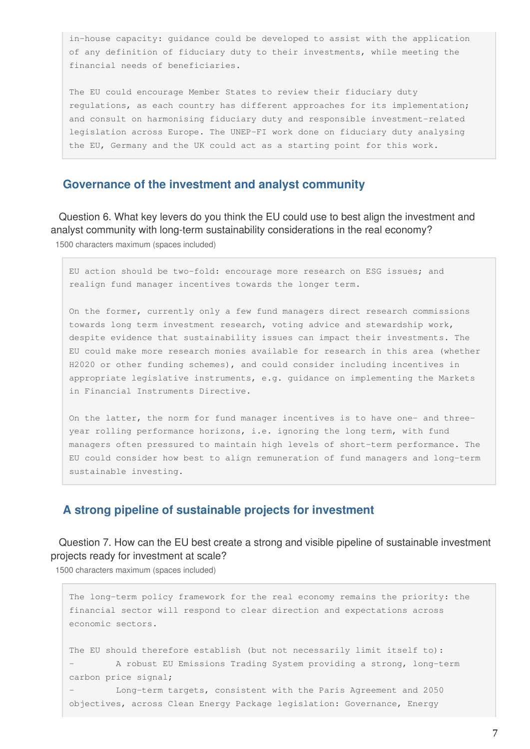in-house capacity: guidance could be developed to assist with the application of any definition of fiduciary duty to their investments, while meeting the financial needs of beneficiaries.

The EU could encourage Member States to review their fiduciary duty regulations, as each country has different approaches for its implementation; and consult on harmonising fiduciary duty and responsible investment-related legislation across Europe. The UNEP-FI work done on fiduciary duty analysing the EU, Germany and the UK could act as a starting point for this work.

## Governance of the investment and analyst community

Question 6. What key levers do you think the EU could use to best align the investment and analyst community with long-term sustainability considerations in the real economy?

1500 characters maximum (spaces included)

EU action should be two-fold: encourage more research on ESG issues; and realign fund manager incentives towards the longer term.

On the former, currently only a few fund managers direct research commissions towards long term investment research, voting advice and stewardship work, despite evidence that sustainability issues can impact their investments. The EU could make more research monies available for research in this area (whether H2020 or other funding schemes), and could consider including incentives in appropriate legislative instruments, e.g. guidance on implementing the Markets in Financial Instruments Directive.

On the latter, the norm for fund manager incentives is to have one- and three-year rolling performance horizons, i.e. ignoring the long term, with fund managers often pressured to maintain high levels of short-term performance. The EU could consider how best to align remuneration of fund managers and long-term sustainable investing.

## A strong pipeline of sustainable projects for investment

Question 7. How can the EU best create a strong and visible pipeline of sustainable investment projects ready for investment at scale?

1500 characters maximum (spaces included)

The long-term policy framework for the real economy remains the priority: the financial sector will respond to clear direction and expectations across economic sectors.

The EU should therefore establish (but not necessarily limit itself to):

- A robust EU Emissions Trading System providing a strong, long-term carbon price signal;
- Long-term targets, consistent with the Paris Agreement and 2050 objectives, across Clean Energy Package legislation: Governance, Energy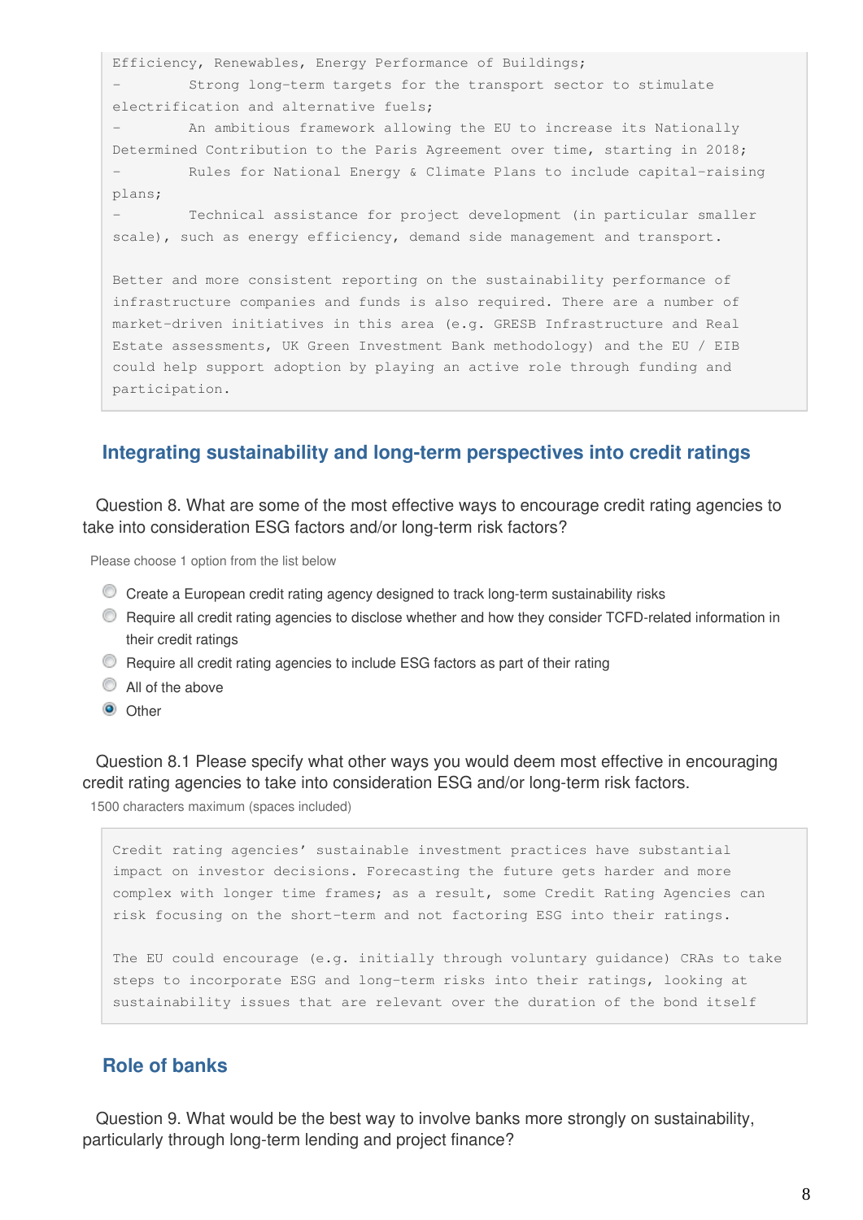```
Efficiency, Renewables, Energy Performance of Buildings;
-        Strong long-term targets for the transport sector to stimulate
electrification and alternative fuels;
-        An ambitious framework allowing the EU to increase its Nationally
Determined Contribution to the Paris Agreement over time, starting in 2018;
-        Rules for National Energy & Climate Plans to include capital-raising
plans;
-        Technical assistance for project development (in particular smaller
scale), such as energy efficiency, demand side management and transport.

Better and more consistent reporting on the sustainability performance of
infrastructure companies and funds is also required. There are a number of
market-driven initiatives in this area (e.g. GRESB Infrastructure and Real
Estate assessments, UK Green Investment Bank methodology) and the EU / EIB
could help support adoption by playing an active role through funding and
participation.
```

## Integrating sustainability and long-term perspectives into credit ratings

Question 8. What are some of the most effective ways to encourage credit rating agencies to take into consideration ESG factors and/or long-term risk factors?

Please choose 1 option from the list below

- ○ Create a European credit rating agency designed to track long-term sustainability risks
- ○ Require all credit rating agencies to disclose whether and how they consider TCFD-related information in their credit ratings
- ○ Require all credit rating agencies to include ESG factors as part of their rating
- ○ All of the above
- ◉ Other

Question 8.1 Please specify what other ways you would deem most effective in encouraging credit rating agencies to take into consideration ESG and/or long-term risk factors.

1500 characters maximum (spaces included)

```
Credit rating agencies' sustainable investment practices have substantial
impact on investor decisions. Forecasting the future gets harder and more
complex with longer time frames; as a result, some Credit Rating Agencies can
risk focusing on the short-term and not factoring ESG into their ratings.

The EU could encourage (e.g. initially through voluntary guidance) CRAs to take
steps to incorporate ESG and long-term risks into their ratings, looking at
sustainability issues that are relevant over the duration of the bond itself
```

## Role of banks

Question 9. What would be the best way to involve banks more strongly on sustainability, particularly through long-term lending and project finance?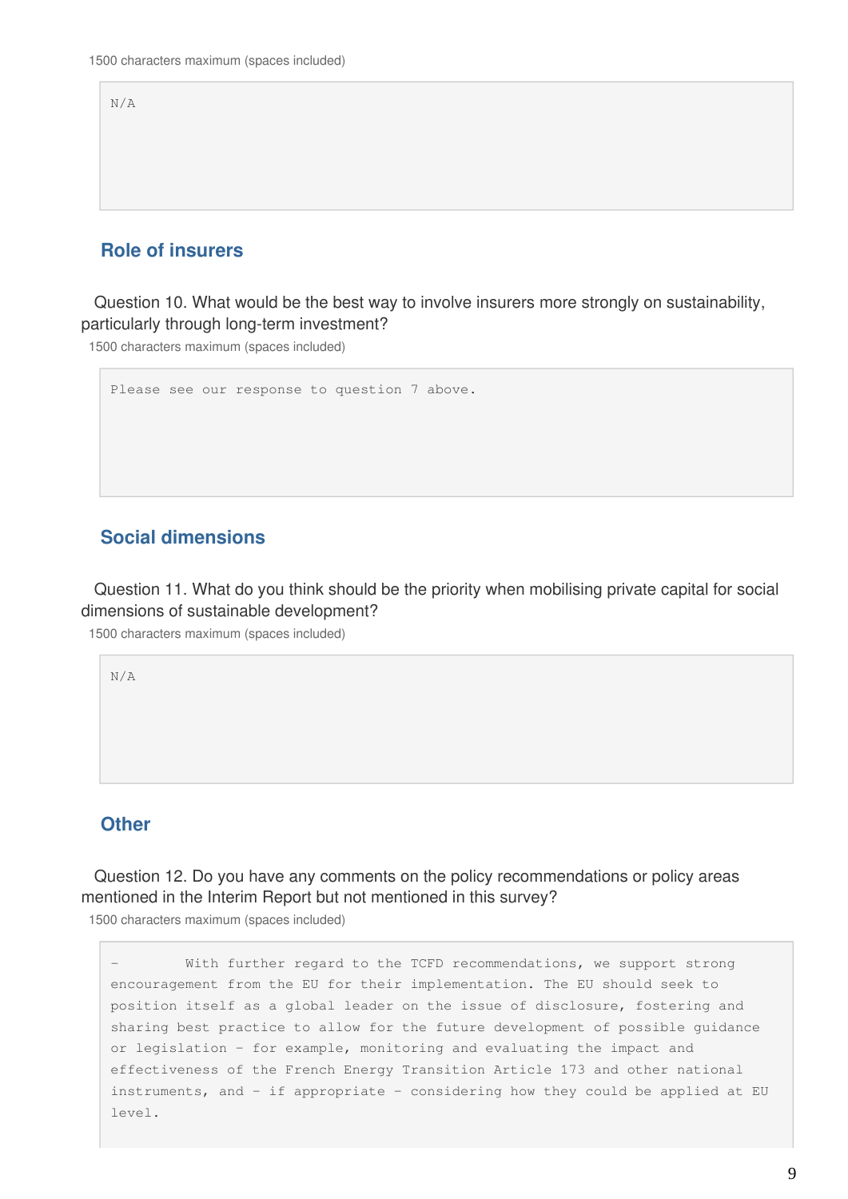1500 characters maximum (spaces included)

N/A

## Role of insurers

Question 10. What would be the best way to involve insurers more strongly on sustainability, particularly through long-term investment?

1500 characters maximum (spaces included)

Please see our response to question 7 above.

## Social dimensions

Question 11. What do you think should be the priority when mobilising private capital for social dimensions of sustainable development?

1500 characters maximum (spaces included)

N/A

## Other

Question 12. Do you have any comments on the policy recommendations or policy areas mentioned in the Interim Report but not mentioned in this survey?

1500 characters maximum (spaces included)

- With further regard to the TCFD recommendations, we support strong encouragement from the EU for their implementation. The EU should seek to position itself as a global leader on the issue of disclosure, fostering and sharing best practice to allow for the future development of possible guidance or legislation – for example, monitoring and evaluating the impact and effectiveness of the French Energy Transition Article 173 and other national instruments, and – if appropriate – considering how they could be applied at EU level.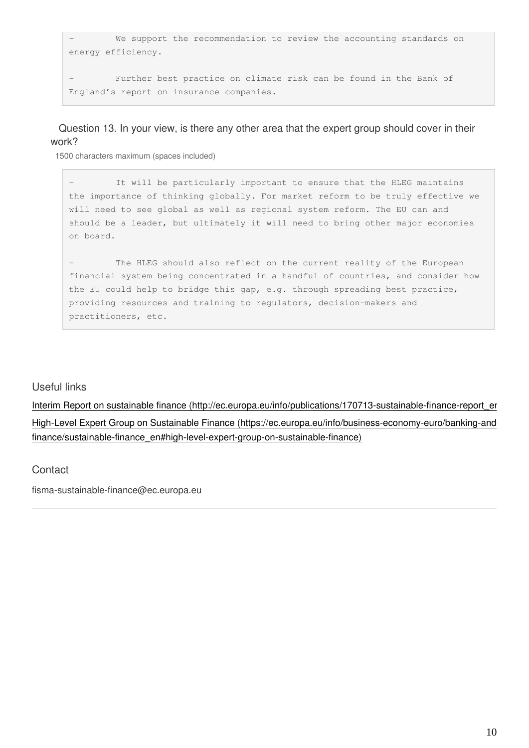- We support the recommendation to review the accounting standards on energy efficiency.

- Further best practice on climate risk can be found in the Bank of England's report on insurance companies.

Question 13. In your view, is there any other area that the expert group should cover in their work?

1500 characters maximum (spaces included)

- It will be particularly important to ensure that the HLEG maintains the importance of thinking globally. For market reform to be truly effective we will need to see global as well as regional system reform. The EU can and should be a leader, but ultimately it will need to bring other major economies on board.

- The HLEG should also reflect on the current reality of the European financial system being concentrated in a handful of countries, and consider how the EU could help to bridge this gap, e.g. through spreading best practice, providing resources and training to regulators, decision-makers and practitioners, etc.

### Useful links

[Interim Report on sustainable finance (http://ec.europa.eu/info/publications/170713-sustainable-finance-report_en](http://ec.europa.eu/info/publications/170713-sustainable-finance-report_en)

[High-Level Expert Group on Sustainable Finance (https://ec.europa.eu/info/business-economy-euro/banking-and-finance/sustainable-finance_en#high-level-expert-group-on-sustainable-finance)](https://ec.europa.eu/info/business-economy-euro/banking-and-finance/sustainable-finance_en#high-level-expert-group-on-sustainable-finance)

### Contact

fisma-sustainable-finance@ec.europa.eu